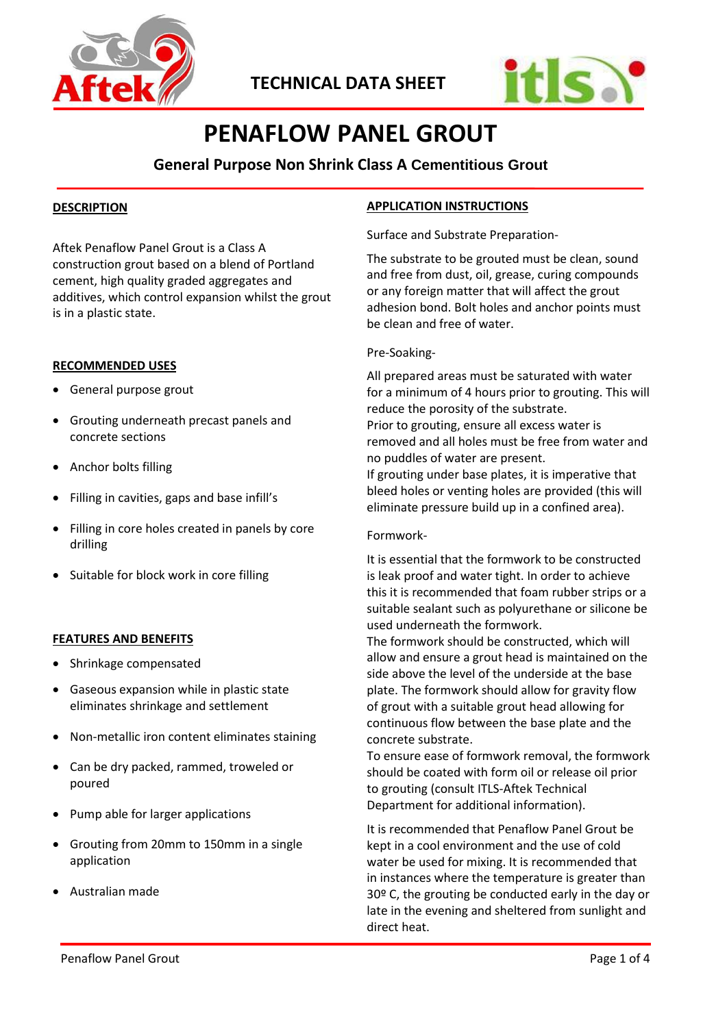TECHNICAL DATA SHEET

# PENAFLOW PANEL GROUT

## General Purpose Non Shrink Class A Cementitious Grout

### DESCRIPTION

Aftek Penaflow Panel Grout is a Class A construction grout based on a blend of Portland cement, high quality graded aggregates and additives, which control expansion whilst the grout is in a plastic state.

### RECOMMENDED USES

- General purpose grout
- Grouting underneath precast panels and concrete sections
- Anchor bolts filling
- Filling in cavities, gaps and base infill's
- Filling in core holes created in panels by core drilling
- Suitable for block work in core filling

### FEATURES AND BENEFITS

- Shrinkage compensated
- Gaseous expansion while in plastic state eliminates shrinkage and settlement
- Non-metallic iron content eliminates staining
- Can be dry packed, rammed, troweled or poured
- Pump able for larger applications
- Grouting from 20mm to 150mm in a single application
- Australian made

### APPLICATION INSTRUCTIONS

Surface and Substrate Preparation-

The substrate to be grouted must be clean, sound and free from dust, oil, grease, curing compounds or any foreign matter that will affect the grout adhesion bond. Bolt holes and anchor points must be clean and free of water.

Pre-Soaking-

All prepared areas must be saturated with water for a minimum of 4 hours prior to grouting. This will reduce the porosity of the substrate.
Prior to grouting, ensure all excess water is removed and all holes must be free from water and no puddles of water are present.
If grouting under base plates, it is imperative that bleed holes or venting holes are provided (this will eliminate pressure build up in a confined area).

Formwork-

It is essential that the formwork to be constructed is leak proof and water tight. In order to achieve this it is recommended that foam rubber strips or a suitable sealant such as polyurethane or silicone be used underneath the formwork.
The formwork should be constructed, which will allow and ensure a grout head is maintained on the side above the level of the underside at the base plate. The formwork should allow for gravity flow of grout with a suitable grout head allowing for continuous flow between the base plate and the concrete substrate.
To ensure ease of formwork removal, the formwork should be coated with form oil or release oil prior to grouting (consult ITLS-Aftek Technical Department for additional information).

It is recommended that Penaflow Panel Grout be kept in a cool environment and the use of cold water be used for mixing. It is recommended that in instances where the temperature is greater than 30º C, the grouting be conducted early in the day or late in the evening and sheltered from sunlight and direct heat.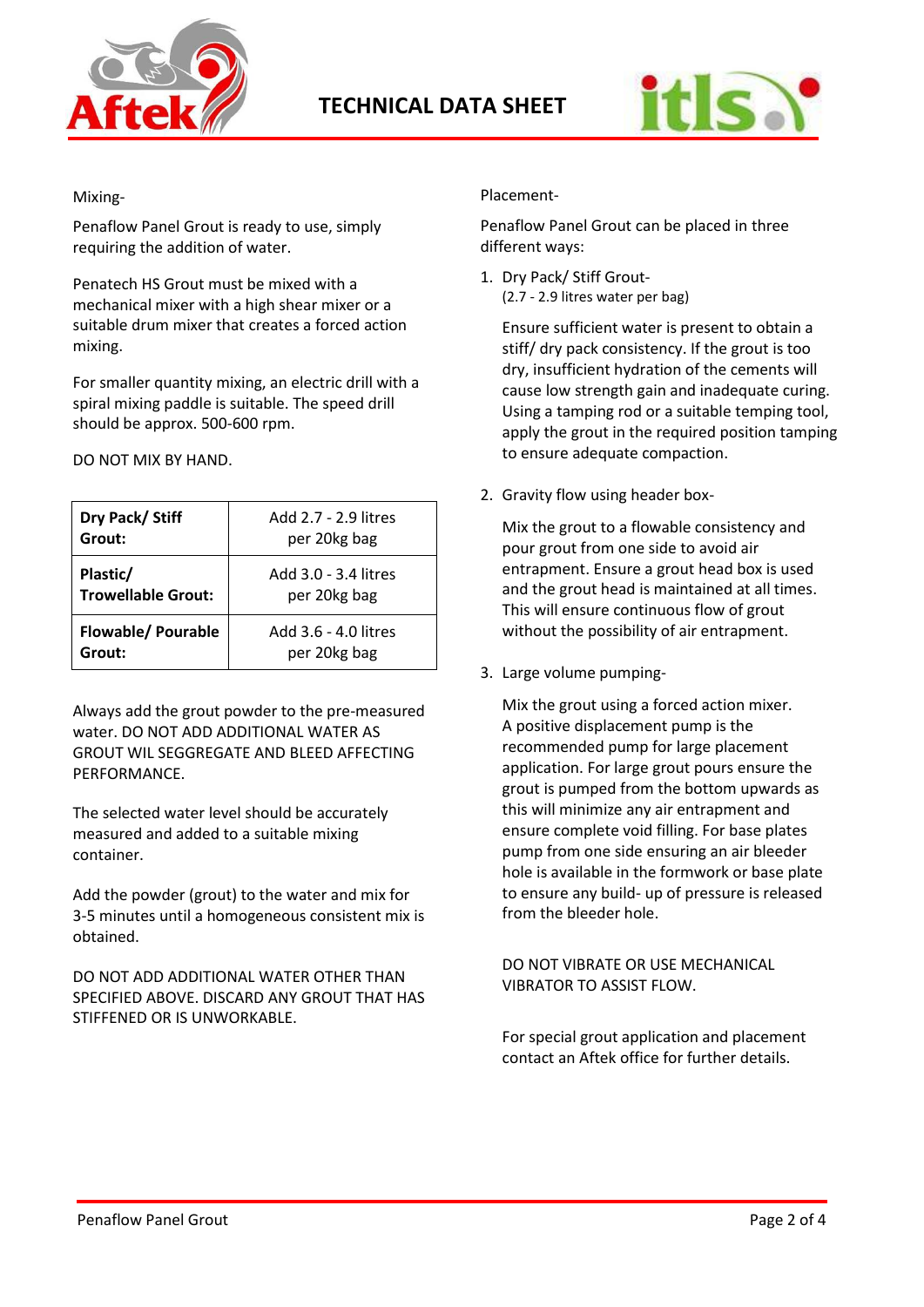Mixing-

Penaflow Panel Grout is ready to use, simply requiring the addition of water.

Penatech HS Grout must be mixed with a mechanical mixer with a high shear mixer or a suitable drum mixer that creates a forced action mixing.

For smaller quantity mixing, an electric drill with a spiral mixing paddle is suitable. The speed drill should be approx. 500-600 rpm.

DO NOT MIX BY HAND.

| | |
|---|---|
| **Dry Pack/ Stiff Grout:** | Add 2.7 - 2.9 litres per 20kg bag |
| **Plastic/ Trowellable Grout:** | Add 3.0 - 3.4 litres per 20kg bag |
| **Flowable/ Pourable Grout:** | Add 3.6 - 4.0 litres per 20kg bag |

Always add the grout powder to the pre-measured water. DO NOT ADD ADDITIONAL WATER AS GROUT WIL SEGGREGATE AND BLEED AFFECTING PERFORMANCE.

The selected water level should be accurately measured and added to a suitable mixing container.

Add the powder (grout) to the water and mix for 3-5 minutes until a homogeneous consistent mix is obtained.

DO NOT ADD ADDITIONAL WATER OTHER THAN SPECIFIED ABOVE. DISCARD ANY GROUT THAT HAS STIFFENED OR IS UNWORKABLE.

Placement-

Penaflow Panel Grout can be placed in three different ways:

1. Dry Pack/ Stiff Grout-
   (2.7 - 2.9 litres water per bag)

   Ensure sufficient water is present to obtain a stiff/ dry pack consistency. If the grout is too dry, insufficient hydration of the cements will cause low strength gain and inadequate curing. Using a tamping rod or a suitable temping tool, apply the grout in the required position tamping to ensure adequate compaction.

2. Gravity flow using header box-

   Mix the grout to a flowable consistency and pour grout from one side to avoid air entrapment. Ensure a grout head box is used and the grout head is maintained at all times. This will ensure continuous flow of grout without the possibility of air entrapment.

3. Large volume pumping-

   Mix the grout using a forced action mixer. A positive displacement pump is the recommended pump for large placement application. For large grout pours ensure the grout is pumped from the bottom upwards as this will minimize any air entrapment and ensure complete void filling. For base plates pump from one side ensuring an air bleeder hole is available in the formwork or base plate to ensure any build- up of pressure is released from the bleeder hole.

   DO NOT VIBRATE OR USE MECHANICAL VIBRATOR TO ASSIST FLOW.

   For special grout application and placement contact an Aftek office for further details.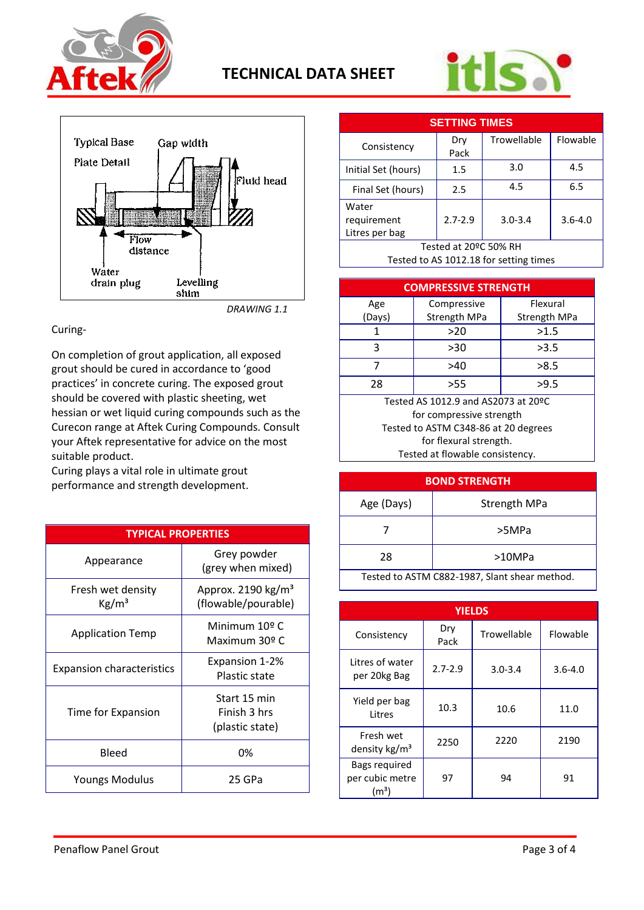# TECHNICAL DATA SHEET

Typical Base Plate Detail

Gap width

Fluid head

Flow distance

Water drain plug

Levelling shim

*DRAWING 1.1*

Curing-

On completion of grout application, all exposed grout should be cured in accordance to 'good practices' in concrete curing. The exposed grout should be covered with plastic sheeting, wet hessian or wet liquid curing compounds such as the Curecon range at Aftek Curing Compounds. Consult your Aftek representative for advice on the most suitable product.

Curing plays a vital role in ultimate grout performance and strength development.

| TYPICAL PROPERTIES | |
|---|---|
| Appearance | Grey powder (grey when mixed) |
| Fresh wet density Kg/m³ | Approx. 2190 kg/m³ (flowable/pourable) |
| Application Temp | Minimum 10º C Maximum 30º C |
| Expansion characteristics | Expansion 1-2% Plastic state |
| Time for Expansion | Start 15 min Finish 3 hrs (plastic state) |
| Bleed | 0% |
| Youngs Modulus | 25 GPa |

| SETTING TIMES | | | |
|---|---|---|---|
| Consistency | Dry Pack | Trowellable | Flowable |
| Initial Set (hours) | 1.5 | 3.0 | 4.5 |
| Final Set (hours) | 2.5 | 4.5 | 6.5 |
| Water requirement Litres per bag | 2.7-2.9 | 3.0-3.4 | 3.6-4.0 |
| Tested at 20ºC 50% RH Tested to AS 1012.18 for setting times | | | |

| COMPRESSIVE STRENGTH | | |
|---|---|---|
| Age (Days) | Compressive Strength MPa | Flexural Strength MPa |
| 1 | >20 | >1.5 |
| 3 | >30 | >3.5 |
| 7 | >40 | >8.5 |
| 28 | >55 | >9.5 |
| Tested AS 1012.9 and AS2073 at 20ºC for compressive strength Tested to ASTM C348-86 at 20 degrees for flexural strength. Tested at flowable consistency. | | |

| BOND STRENGTH | |
|---|---|
| Age (Days) | Strength MPa |
| 7 | >5MPa |
| 28 | >10MPa |
| Tested to ASTM C882-1987, Slant shear method. | |

| YIELDS | | | |
|---|---|---|---|
| Consistency | Dry Pack | Trowellable | Flowable |
| Litres of water per 20kg Bag | 2.7-2.9 | 3.0-3.4 | 3.6-4.0 |
| Yield per bag Litres | 10.3 | 10.6 | 11.0 |
| Fresh wet density kg/m³ | 2250 | 2220 | 2190 |
| Bags required per cubic metre (m³) | 97 | 94 | 91 |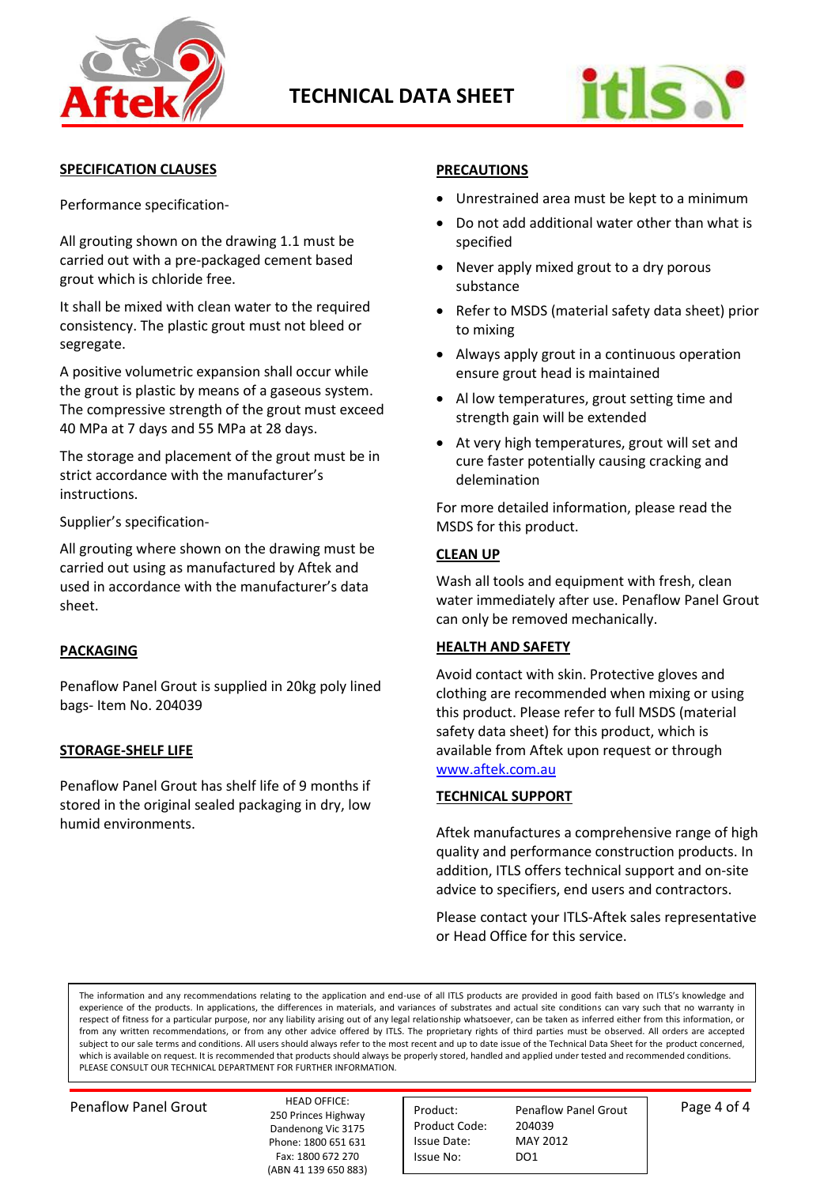# TECHNICAL DATA SHEET

## SPECIFICATION CLAUSES

Performance specification-

All grouting shown on the drawing 1.1 must be carried out with a pre-packaged cement based grout which is chloride free.

It shall be mixed with clean water to the required consistency. The plastic grout must not bleed or segregate.

A positive volumetric expansion shall occur while the grout is plastic by means of a gaseous system. The compressive strength of the grout must exceed 40 MPa at 7 days and 55 MPa at 28 days.

The storage and placement of the grout must be in strict accordance with the manufacturer's instructions.

Supplier's specification-

All grouting where shown on the drawing must be carried out using as manufactured by Aftek and used in accordance with the manufacturer's data sheet.

## PACKAGING

Penaflow Panel Grout is supplied in 20kg poly lined bags- Item No. 204039

## STORAGE-SHELF LIFE

Penaflow Panel Grout has shelf life of 9 months if stored in the original sealed packaging in dry, low humid environments.

## PRECAUTIONS

- Unrestrained area must be kept to a minimum
- Do not add additional water other than what is specified
- Never apply mixed grout to a dry porous substance
- Refer to MSDS (material safety data sheet) prior to mixing
- Always apply grout in a continuous operation ensure grout head is maintained
- Al low temperatures, grout setting time and strength gain will be extended
- At very high temperatures, grout will set and cure faster potentially causing cracking and delemination

For more detailed information, please read the MSDS for this product.

## CLEAN UP

Wash all tools and equipment with fresh, clean water immediately after use. Penaflow Panel Grout can only be removed mechanically.

## HEALTH AND SAFETY

Avoid contact with skin. Protective gloves and clothing are recommended when mixing or using this product. Please refer to full MSDS (material safety data sheet) for this product, which is available from Aftek upon request or through www.aftek.com.au

## TECHNICAL SUPPORT

Aftek manufactures a comprehensive range of high quality and performance construction products. In addition, ITLS offers technical support and on-site advice to specifiers, end users and contractors.

Please contact your ITLS-Aftek sales representative or Head Office for this service.

The information and any recommendations relating to the application and end-use of all ITLS products are provided in good faith based on ITLS's knowledge and experience of the products. In applications, the differences in materials, and variances of substrates and actual site conditions can vary such that no warranty in respect of fitness for a particular purpose, nor any liability arising out of any legal relationship whatsoever, can be taken as inferred either from this information, or from any written recommendations, or from any other advice offered by ITLS. The proprietary rights of third parties must be observed. All orders are accepted subject to our sale terms and conditions. All users should always refer to the most recent and up to date issue of the Technical Data Sheet for the product concerned, which is available on request. It is recommended that products should always be properly stored, handled and applied under tested and recommended conditions. PLEASE CONSULT OUR TECHNICAL DEPARTMENT FOR FURTHER INFORMATION.

Penaflow Panel Grout

HEAD OFFICE:
250 Princes Highway
Dandenong Vic 3175
Phone: 1800 651 631
Fax: 1800 672 270
(ABN 41 139 650 883)

| | |
|---|---|
| Product: | Penaflow Panel Grout |
| Product Code: | 204039 |
| Issue Date: | MAY 2012 |
| Issue No: | DO1 |